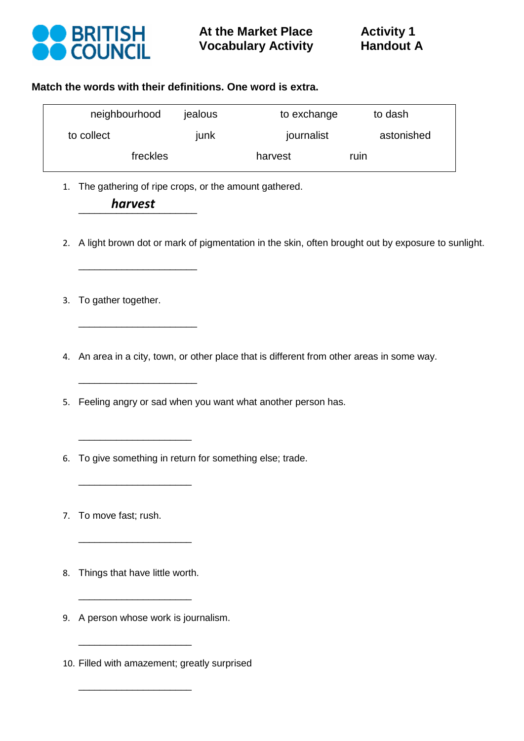BRITISH COUNCIL

**At the Market Place**
**Vocabulary Activity**

**Activity 1**
**Handout A**

**Match the words with their definitions. One word is extra.**

| neighbourhood | jealous | to exchange | to dash |
|---|---|---|---|
| to collect | junk | journalist | astonished |
| freckles | harvest | ruin | |

1. The gathering of ripe crops, or the amount gathered.

   ***harvest***

2. A light brown dot or mark of pigmentation in the skin, often brought out by exposure to sunlight.

   ______________________

3. To gather together.

   ______________________

4. An area in a city, town, or other place that is different from other areas in some way.

   ______________________

5. Feeling angry or sad when you want what another person has.

   ______________________

6. To give something in return for something else; trade.

   ______________________

7. To move fast; rush.

   ______________________

8. Things that have little worth.

   ______________________

9. A person whose work is journalism.

   ______________________

10. Filled with amazement; greatly surprised

    ______________________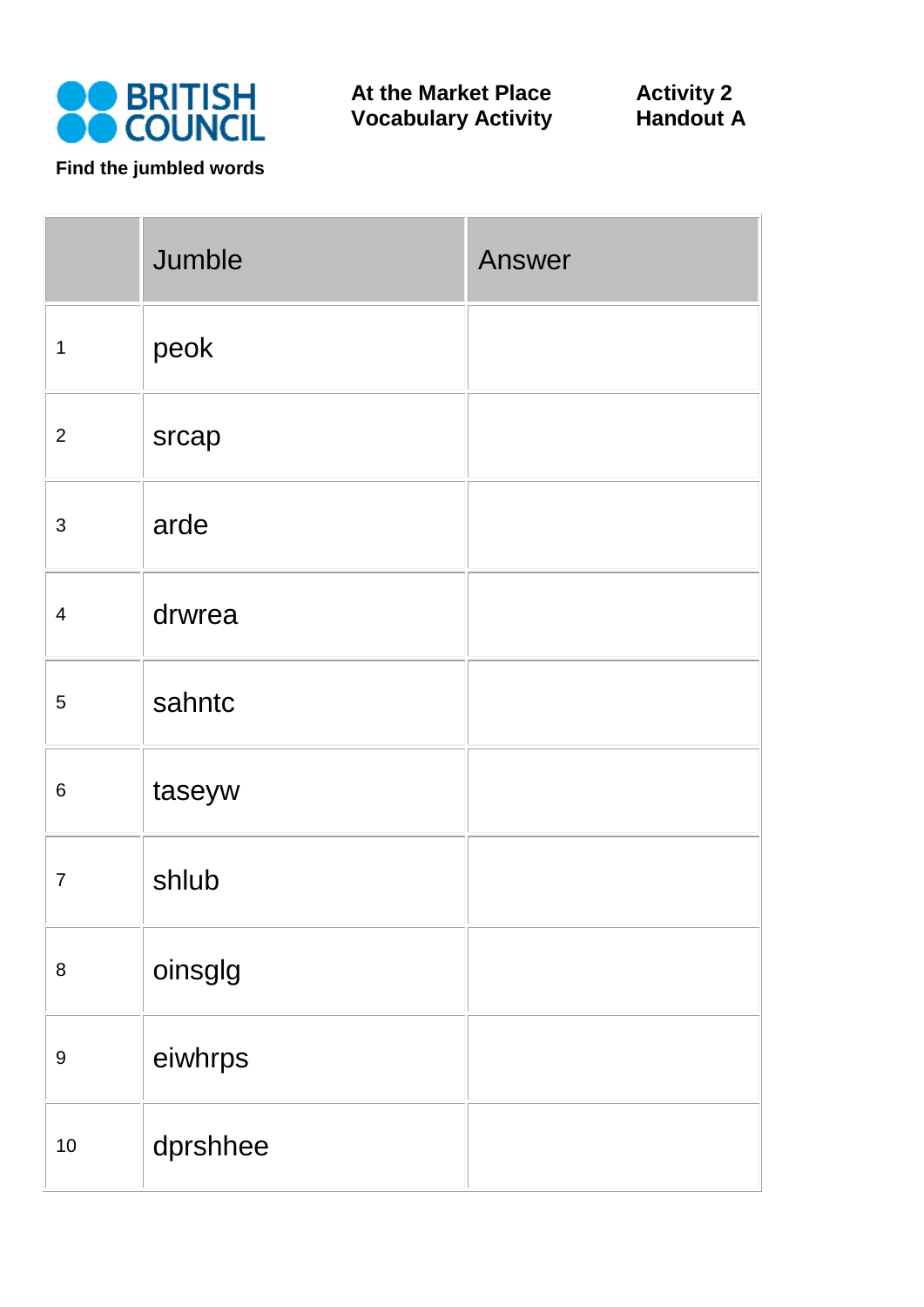BRITISH COUNCIL

**At the Market Place**
**Vocabulary Activity**

**Activity 2**
**Handout A**

**Find the jumbled words**

| | Jumble | Answer |
|---|---|---|
| 1 | peok | |
| 2 | srcap | |
| 3 | arde | |
| 4 | drwrea | |
| 5 | sahntc | |
| 6 | taseyw | |
| 7 | shlub | |
| 8 | oinsglg | |
| 9 | eiwhrps | |
| 10 | dprshhee | |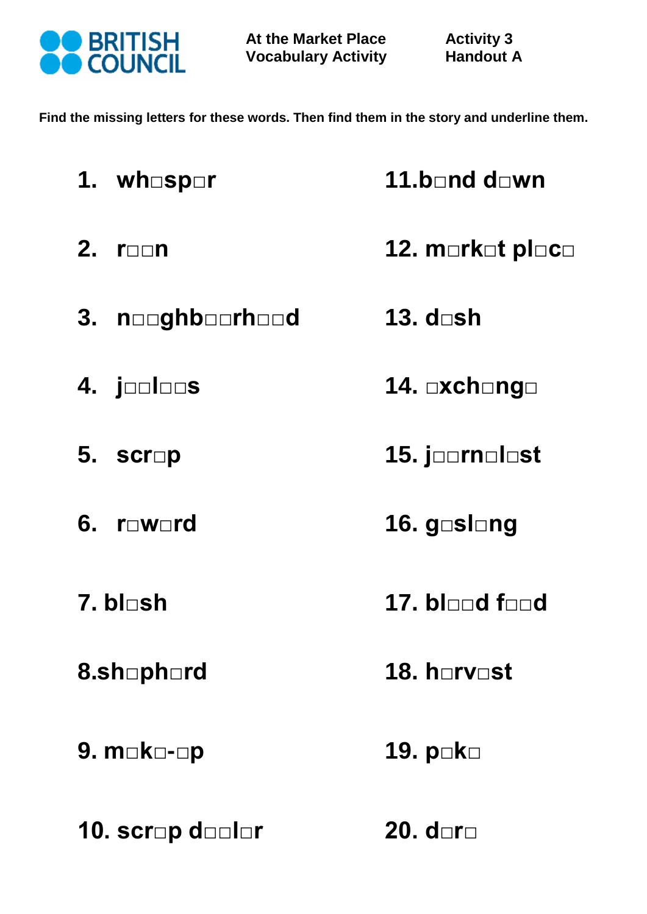BRITISH COUNCIL

**At the Market Place**
**Vocabulary Activity**

**Activity 3**
**Handout A**

**Find the missing letters for these words. Then find them in the story and underline them.**

1. wh□sp□r
2. r□□n
3. n□□ghb□□rh□□d
4. j□□l□□s
5. scr□p
6. r□w□rd
7. bl□sh
8. sh□ph□rd
9. m□k□-□p
10. scr□p d□□l□r
11. b□nd d□wn
12. m□rk□t pl□c□
13. d□sh
14. □xch□ng□
15. j□□rn□l□st
16. g□sl□ng
17. bl□□d f□□d
18. h□rv□st
19. p□k□
20. d□r□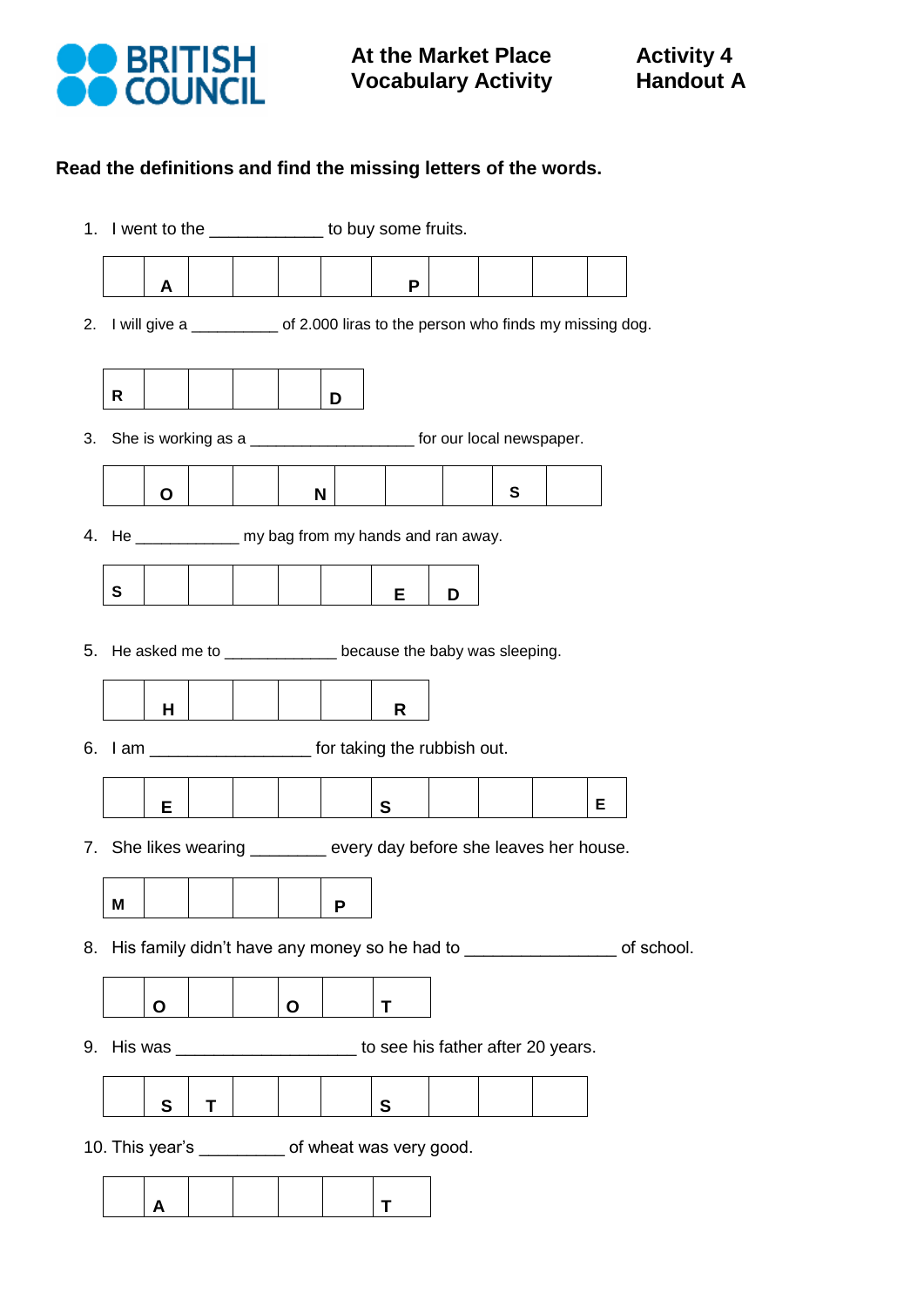**BRITISH COUNCIL**

**At the Market Place**
**Vocabulary Activity**

**Activity 4**
**Handout A**

**Read the definitions and find the missing letters of the words.**

1. I went to the ____________ to buy some fruits.

| | A | | | | | P | | | | |
|---|---|---|---|---|---|---|---|---|---|---|

2. I will give a __________ of 2.000 liras to the person who finds my missing dog.

| R | | | | | D |
|---|---|---|---|---|---|

3. She is working as a ___________________ for our local newspaper.

| | O | | | N | | | | S | |
|---|---|---|---|---|---|---|---|---|---|

4. He ____________ my bag from my hands and ran away.

| S | | | | | | E | D |
|---|---|---|---|---|---|---|---|

5. He asked me to _____________ because the baby was sleeping.

| | H | | | | | R |
|---|---|---|---|---|---|---|

6. I am _________________ for taking the rubbish out.

| | E | | | | | S | | | | E |
|---|---|---|---|---|---|---|---|---|---|---|

7. She likes wearing ________ every day before she leaves her house.

| M | | | | | P |
|---|---|---|---|---|---|

8. His family didn't have any money so he had to ________________ of school.

| | O | | | O | | T |
|---|---|---|---|---|---|---|

9. His was ___________________ to see his father after 20 years.

| | S | T | | | | S | | | |
|---|---|---|---|---|---|---|---|---|---|

10. This year's _________ of wheat was very good.

| | A | | | | | T |
|---|---|---|---|---|---|---|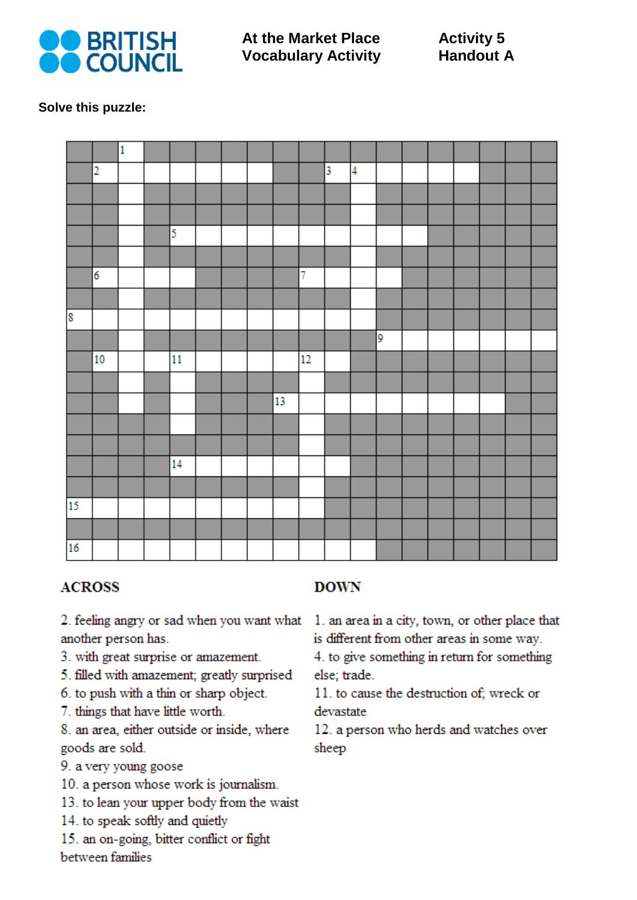**At the Market Place**
**Vocabulary Activity**

**Activity 5**
**Handout A**

**Solve this puzzle:**

### ACROSS

2. feeling angry or sad when you want what another person has.
3. with great surprise or amazement.
5. filled with amazement; greatly surprised
6. to push with a thin or sharp object.
7. things that have little worth.
8. an area, either outside or inside, where goods are sold.
9. a very young goose
10. a person whose work is journalism.
13. to lean your upper body from the waist
14. to speak softly and quietly
15. an on-going, bitter conflict or fight between families

### DOWN

1. an area in a city, town, or other place that is different from other areas in some way.
4. to give something in return for something else; trade.
11. to cause the destruction of; wreck or devastate
12. a person who herds and watches over sheep